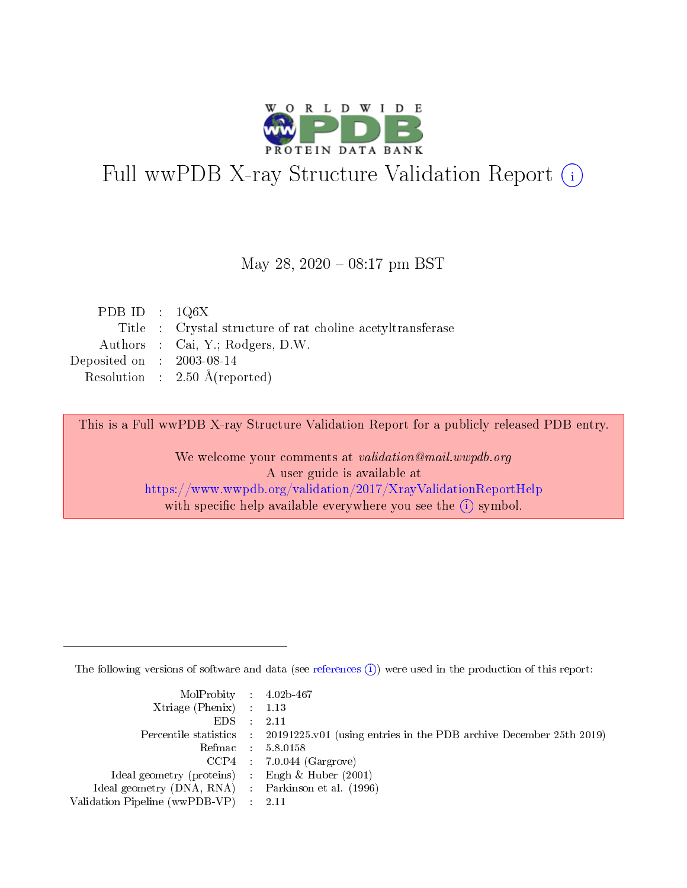# Full wwPDB X-ray Structure Validation Report (i)

May 28, 2020 – 08:17 pm BST

| | | |
|---|---|---|
| PDB ID | : | 1Q6X |
| Title | : | Crystal structure of rat choline acetyltransferase |
| Authors | : | Cai, Y.; Rodgers, D.W. |
| Deposited on | : | 2003-08-14 |
| Resolution | : | 2.50 Å(reported) |

This is a Full wwPDB X-ray Structure Validation Report for a publicly released PDB entry.

We welcome your comments at *validation@mail.wwpdb.org*
A user guide is available at
https://www.wwpdb.org/validation/2017/XrayValidationReportHelp
with specific help available everywhere you see the (i) symbol.

---

The following versions of software and data (see references (i)) were used in the production of this report:

| | | |
|---|---|---|
| MolProbity | : | 4.02b-467 |
| Xtriage (Phenix) | : | 1.13 |
| EDS | : | 2.11 |
| Percentile statistics | : | 20191225.v01 (using entries in the PDB archive December 25th 2019) |
| Refmac | : | 5.8.0158 |
| CCP4 | : | 7.0.044 (Gargrove) |
| Ideal geometry (proteins) | : | Engh & Huber (2001) |
| Ideal geometry (DNA, RNA) | : | Parkinson et al. (1996) |
| Validation Pipeline (wwPDB-VP) | : | 2.11 |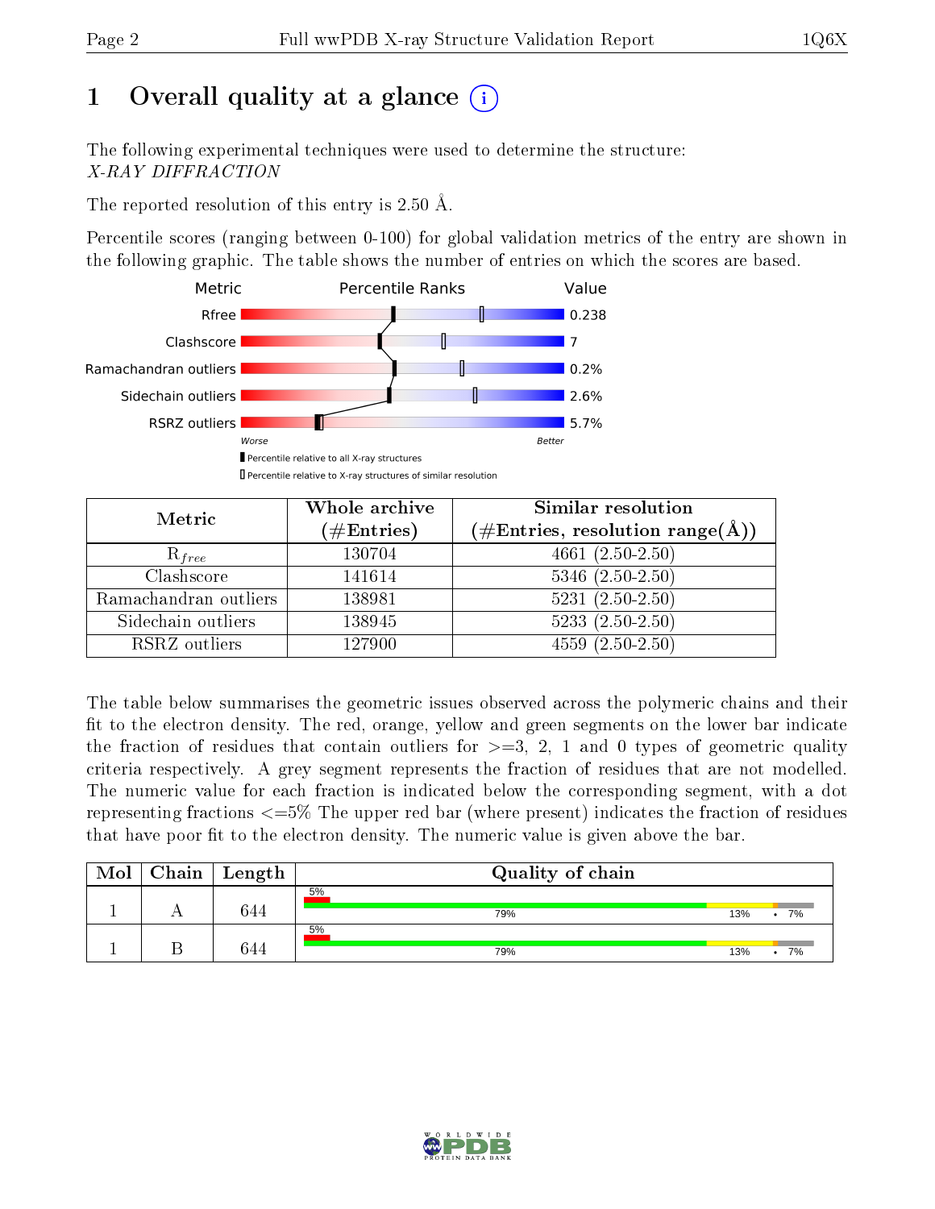# 1 Overall quality at a glance

The following experimental techniques were used to determine the structure:
*X-RAY DIFFRACTION*

The reported resolution of this entry is 2.50 Å.

Percentile scores (ranging between 0-100) for global validation metrics of the entry are shown in the following graphic. The table shows the number of entries on which the scores are based.

| Metric | Value |
|---|---|
| Rfree | 0.238 |
| Clashscore | 7 |
| Ramachandran outliers | 0.2% |
| Sidechain outliers | 2.6% |
| RSRZ outliers | 5.7% |

| Metric | Whole archive (#Entries) | Similar resolution (#Entries, resolution range(Å)) |
|---|---|---|
| $R_{free}$ | 130704 | 4661 (2.50-2.50) |
| Clashscore | 141614 | 5346 (2.50-2.50) |
| Ramachandran outliers | 138981 | 5231 (2.50-2.50) |
| Sidechain outliers | 138945 | 5233 (2.50-2.50) |
| RSRZ outliers | 127900 | 4559 (2.50-2.50) |

The table below summarises the geometric issues observed across the polymeric chains and their fit to the electron density. The red, orange, yellow and green segments on the lower bar indicate the fraction of residues that contain outliers for >=3, 2, 1 and 0 types of geometric quality criteria respectively. A grey segment represents the fraction of residues that are not modelled. The numeric value for each fraction is indicated below the corresponding segment, with a dot representing fractions <=5% The upper red bar (where present) indicates the fraction of residues that have poor fit to the electron density. The numeric value is given above the bar.

| Mol | Chain | Length | Quality of chain |
|---|---|---|---|
| 1 | A | 644 | 5% / 79% · 13% · 7% |
| 1 | B | 644 | 5% / 79% · 13% · 7% |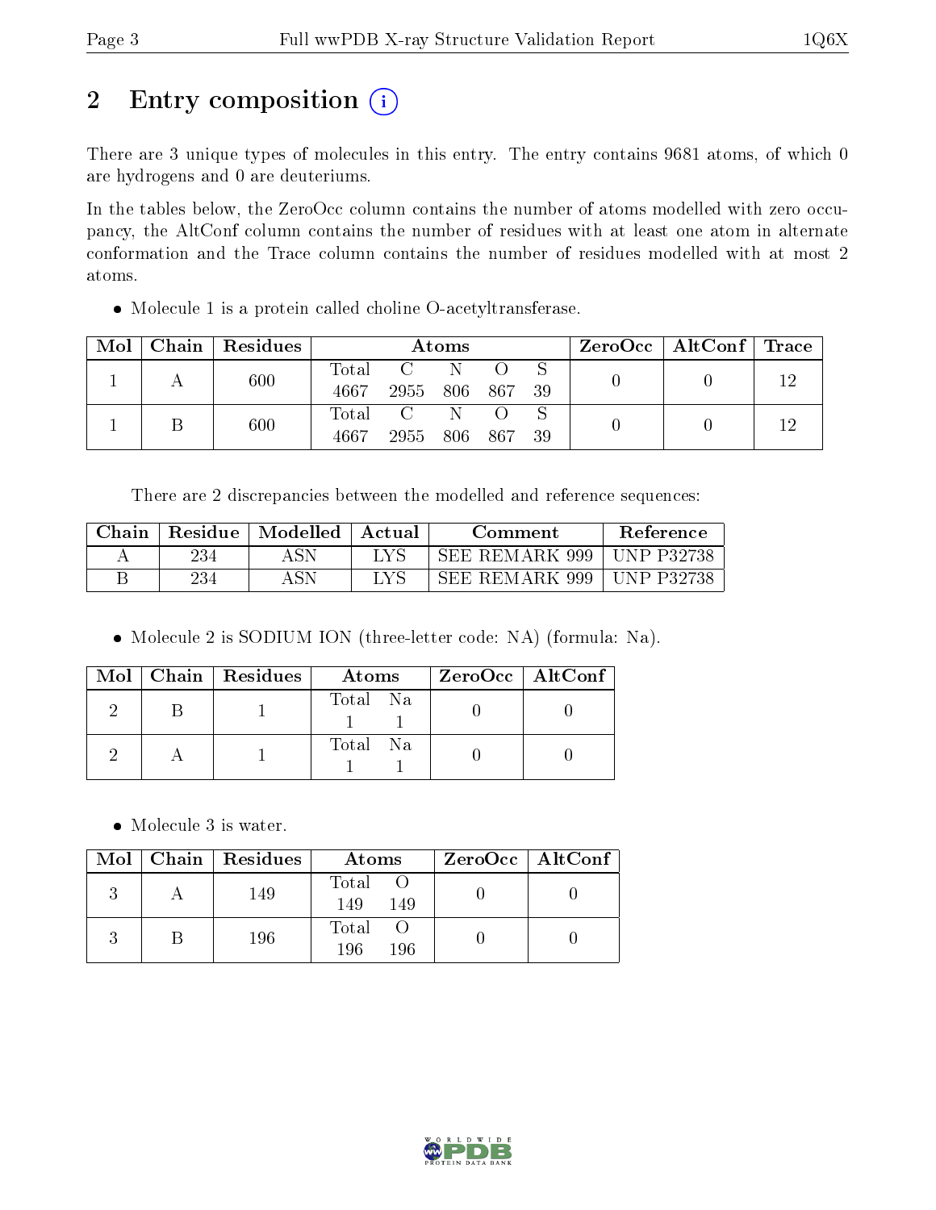## 2 Entry composition

There are 3 unique types of molecules in this entry. The entry contains 9681 atoms, of which 0 are hydrogens and 0 are deuteriums.

In the tables below, the ZeroOcc column contains the number of atoms modelled with zero occupancy, the AltConf column contains the number of residues with at least one atom in alternate conformation and the Trace column contains the number of residues modelled with at most 2 atoms.

- Molecule 1 is a protein called choline O-acetyltransferase.

| Mol | Chain | Residues | Atoms | | | | | ZeroOcc | AltConf | Trace |
|---|---|---|---|---|---|---|---|---|---|---|
| 1 | A | 600 | Total 4667 | C 2955 | N 806 | O 867 | S 39 | 0 | 0 | 12 |
| 1 | B | 600 | Total 4667 | C 2955 | N 806 | O 867 | S 39 | 0 | 0 | 12 |

There are 2 discrepancies between the modelled and reference sequences:

| Chain | Residue | Modelled | Actual | Comment | Reference |
|---|---|---|---|---|---|
| A | 234 | ASN | LYS | SEE REMARK 999 | UNP P32738 |
| B | 234 | ASN | LYS | SEE REMARK 999 | UNP P32738 |

- Molecule 2 is SODIUM ION (three-letter code: NA) (formula: Na).

| Mol | Chain | Residues | Atoms | | ZeroOcc | AltConf |
|---|---|---|---|---|---|---|
| 2 | B | 1 | Total 1 | Na 1 | 0 | 0 |
| 2 | A | 1 | Total 1 | Na 1 | 0 | 0 |

- Molecule 3 is water.

| Mol | Chain | Residues | Atoms | | ZeroOcc | AltConf |
|---|---|---|---|---|---|---|
| 3 | A | 149 | Total 149 | O 149 | 0 | 0 |
| 3 | B | 196 | Total 196 | O 196 | 0 | 0 |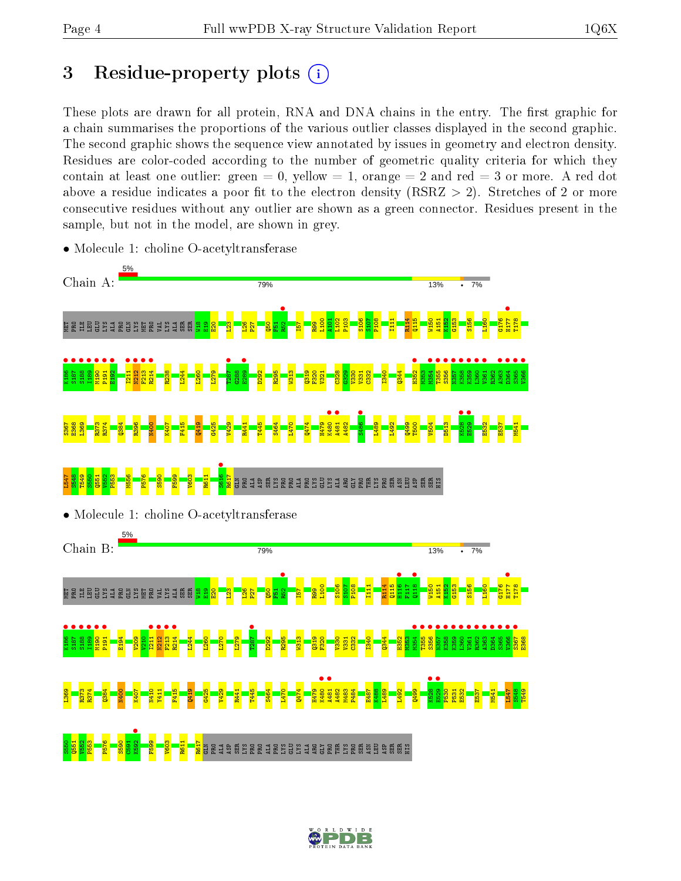## 3 Residue-property plots

These plots are drawn for all protein, RNA and DNA chains in the entry. The first graphic for a chain summarises the proportions of the various outlier classes displayed in the second graphic. The second graphic shows the sequence view annotated by issues in geometry and electron density. Residues are color-coded according to the number of geometric quality criteria for which they contain at least one outlier: green = 0, yellow = 1, orange = 2 and red = 3 or more. A red dot above a residue indicates a poor fit to the electron density (RSRZ > 2). Stretches of 2 or more consecutive residues without any outlier are shown as a green connector. Residues present in the sample, but not in the model, are shown in grey.

- Molecule 1: choline O-acetyltransferase

Chain A: 5% | 79% | 13% | • | 7%

- Molecule 1: choline O-acetyltransferase

Chain B: 5% | 79% | 13% | • | 7%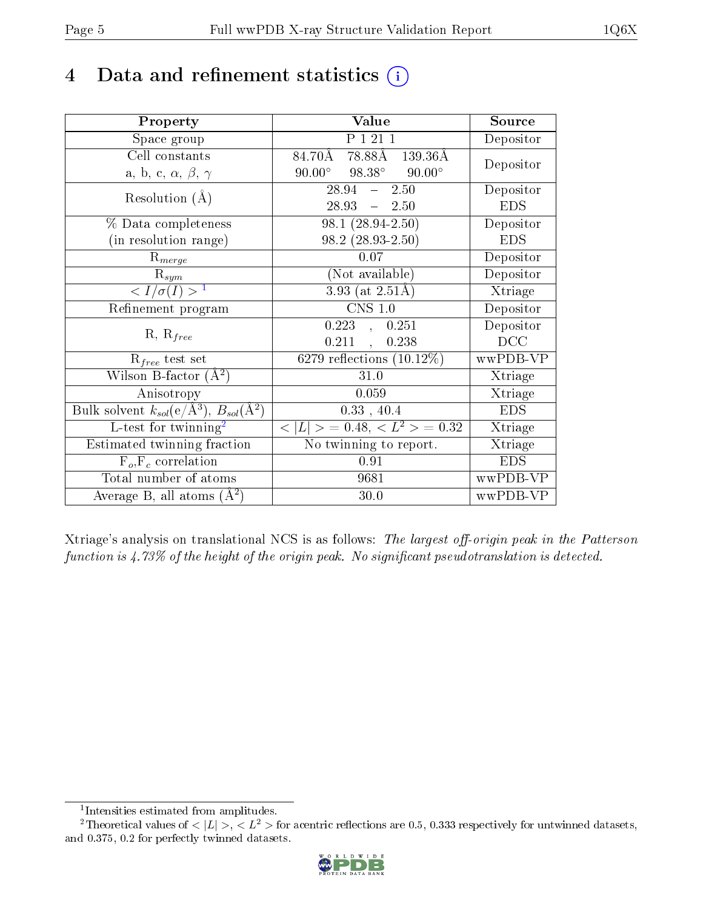# 4 Data and refinement statistics

| Property | Value | Source |
|---|---|---|
| Space group | P 1 21 1 | Depositor |
| Cell constants<br>a, b, c, $\alpha$, $\beta$, $\gamma$ | 84.70Å 78.88Å 139.36Å<br>90.00° 98.38° 90.00° | Depositor |
| Resolution (Å) | 28.94 – 2.50<br>28.93 – 2.50 | Depositor<br>EDS |
| % Data completeness<br>(in resolution range) | 98.1 (28.94-2.50)<br>98.2 (28.93-2.50) | Depositor<br>EDS |
| $R_{merge}$ | 0.07 | Depositor |
| $R_{sym}$ | (Not available) | Depositor |
| $< I/\sigma(I) >$ [1] | 3.93 (at 2.51Å) | Xtriage |
| Refinement program | CNS 1.0 | Depositor |
| R, $R_{free}$ | 0.223 , 0.251<br>0.211 , 0.238 | Depositor<br>DCC |
| $R_{free}$ test set | 6279 reflections (10.12%) | wwPDB-VP |
| Wilson B-factor (Å$^2$) | 31.0 | Xtriage |
| Anisotropy | 0.059 | Xtriage |
| Bulk solvent $k_{sol}$(e/Å$^3$), $B_{sol}$(Å$^2$) | 0.33 , 40.4 | EDS |
| L-test for twinning[2] | $< \|L\| >$ = 0.48, $< L^2 >$ = 0.32 | Xtriage |
| Estimated twinning fraction | No twinning to report. | Xtriage |
| $F_o$,$F_c$ correlation | 0.91 | EDS |
| Total number of atoms | 9681 | wwPDB-VP |
| Average B, all atoms (Å$^2$) | 30.0 | wwPDB-VP |

Xtriage's analysis on translational NCS is as follows: *The largest off-origin peak in the Patterson function is 4.73% of the height of the origin peak. No significant pseudotranslation is detected.*

[1] Intensities estimated from amplitudes.

[2] Theoretical values of $< |L| >$, $< L^2 >$ for acentric reflections are 0.5, 0.333 respectively for untwinned datasets, and 0.375, 0.2 for perfectly twinned datasets.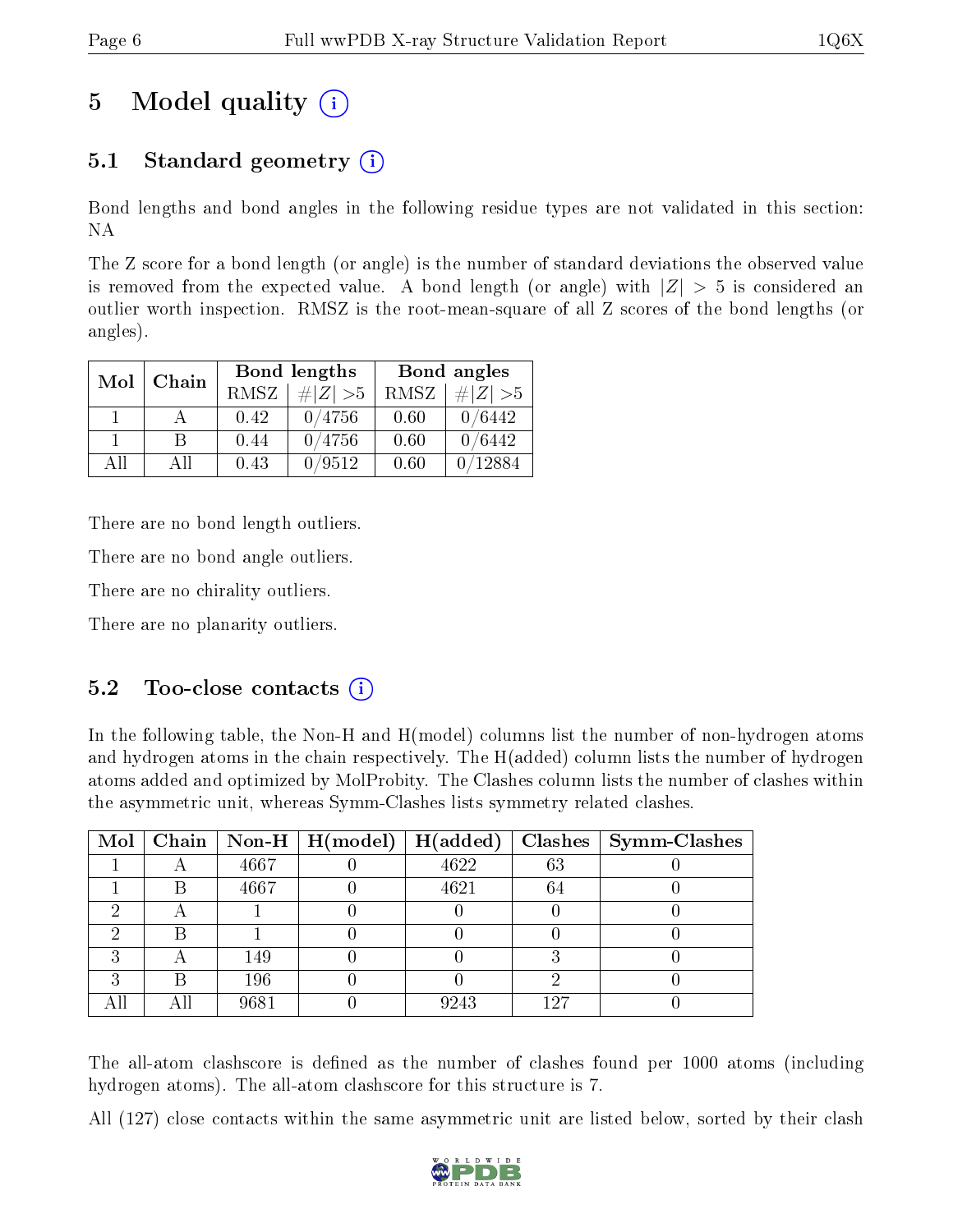# 5 Model quality (i)

## 5.1 Standard geometry (i)

Bond lengths and bond angles in the following residue types are not validated in this section: NA

The Z score for a bond length (or angle) is the number of standard deviations the observed value is removed from the expected value. A bond length (or angle) with $|Z| > 5$ is considered an outlier worth inspection. RMSZ is the root-mean-square of all Z scores of the bond lengths (or angles).

| Mol | Chain | Bond lengths | | Bond angles | |
|---|---|---|---|---|---|
| | | RMSZ | $\#\|Z\| > 5$ | RMSZ | $\#\|Z\| > 5$ |
| 1 | A | 0.42 | 0/4756 | 0.60 | 0/6442 |
| 1 | B | 0.44 | 0/4756 | 0.60 | 0/6442 |
| All | All | 0.43 | 0/9512 | 0.60 | 0/12884 |

There are no bond length outliers.

There are no bond angle outliers.

There are no chirality outliers.

There are no planarity outliers.

## 5.2 Too-close contacts (i)

In the following table, the Non-H and H(model) columns list the number of non-hydrogen atoms and hydrogen atoms in the chain respectively. The H(added) column lists the number of hydrogen atoms added and optimized by MolProbity. The Clashes column lists the number of clashes within the asymmetric unit, whereas Symm-Clashes lists symmetry related clashes.

| Mol | Chain | Non-H | H(model) | H(added) | Clashes | Symm-Clashes |
|---|---|---|---|---|---|---|
| 1 | A | 4667 | 0 | 4622 | 63 | 0 |
| 1 | B | 4667 | 0 | 4621 | 64 | 0 |
| 2 | A | 1 | 0 | 0 | 0 | 0 |
| 2 | B | 1 | 0 | 0 | 0 | 0 |
| 3 | A | 149 | 0 | 0 | 3 | 0 |
| 3 | B | 196 | 0 | 0 | 2 | 0 |
| All | All | 9681 | 0 | 9243 | 127 | 0 |

The all-atom clashscore is defined as the number of clashes found per 1000 atoms (including hydrogen atoms). The all-atom clashscore for this structure is 7.

All (127) close contacts within the same asymmetric unit are listed below, sorted by their clash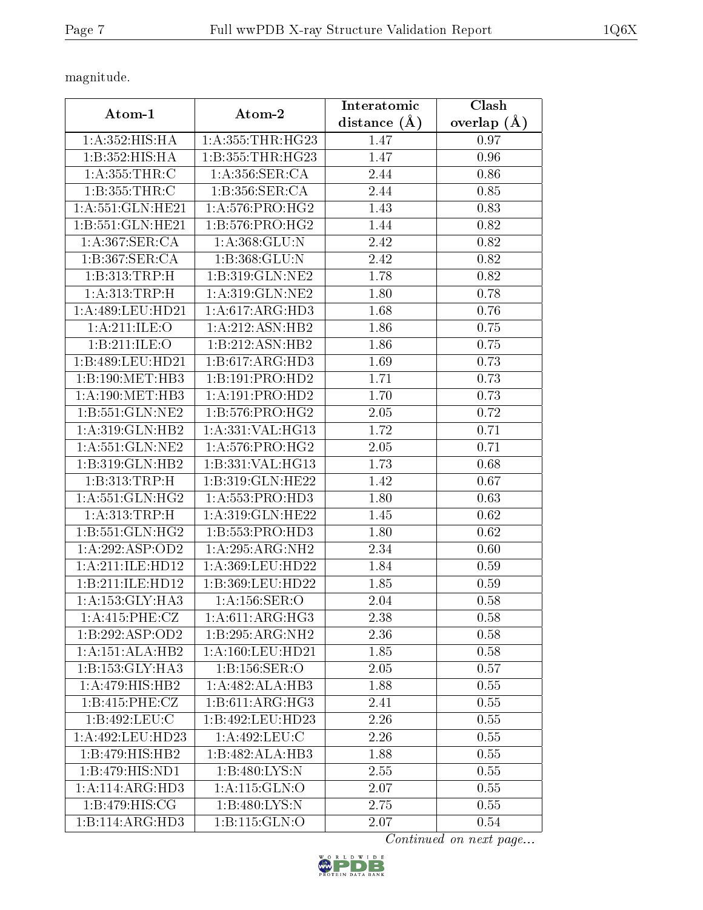magnitude.

| Atom-1 | Atom-2 | Interatomic distance (Å) | Clash overlap (Å) |
|---|---|---|---|
| 1:A:352:HIS:HA | 1:A:355:THR:HG23 | 1.47 | 0.97 |
| 1:B:352:HIS:HA | 1:B:355:THR:HG23 | 1.47 | 0.96 |
| 1:A:355:THR:C | 1:A:356:SER:CA | 2.44 | 0.86 |
| 1:B:355:THR:C | 1:B:356:SER:CA | 2.44 | 0.85 |
| 1:A:551:GLN:HE21 | 1:A:576:PRO:HG2 | 1.43 | 0.83 |
| 1:B:551:GLN:HE21 | 1:B:576:PRO:HG2 | 1.44 | 0.82 |
| 1:A:367:SER:CA | 1:A:368:GLU:N | 2.42 | 0.82 |
| 1:B:367:SER:CA | 1:B:368:GLU:N | 2.42 | 0.82 |
| 1:B:313:TRP:H | 1:B:319:GLN:NE2 | 1.78 | 0.82 |
| 1:A:313:TRP:H | 1:A:319:GLN:NE2 | 1.80 | 0.78 |
| 1:A:489:LEU:HD21 | 1:A:617:ARG:HD3 | 1.68 | 0.76 |
| 1:A:211:ILE:O | 1:A:212:ASN:HB2 | 1.86 | 0.75 |
| 1:B:211:ILE:O | 1:B:212:ASN:HB2 | 1.86 | 0.75 |
| 1:B:489:LEU:HD21 | 1:B:617:ARG:HD3 | 1.69 | 0.73 |
| 1:B:190:MET:HB3 | 1:B:191:PRO:HD2 | 1.71 | 0.73 |
| 1:A:190:MET:HB3 | 1:A:191:PRO:HD2 | 1.70 | 0.73 |
| 1:B:551:GLN:NE2 | 1:B:576:PRO:HG2 | 2.05 | 0.72 |
| 1:A:319:GLN:HB2 | 1:A:331:VAL:HG13 | 1.72 | 0.71 |
| 1:A:551:GLN:NE2 | 1:A:576:PRO:HG2 | 2.05 | 0.71 |
| 1:B:319:GLN:HB2 | 1:B:331:VAL:HG13 | 1.73 | 0.68 |
| 1:B:313:TRP:H | 1:B:319:GLN:HE22 | 1.42 | 0.67 |
| 1:A:551:GLN:HG2 | 1:A:553:PRO:HD3 | 1.80 | 0.63 |
| 1:A:313:TRP:H | 1:A:319:GLN:HE22 | 1.45 | 0.62 |
| 1:B:551:GLN:HG2 | 1:B:553:PRO:HD3 | 1.80 | 0.62 |
| 1:A:292:ASP:OD2 | 1:A:295:ARG:NH2 | 2.34 | 0.60 |
| 1:A:211:ILE:HD12 | 1:A:369:LEU:HD22 | 1.84 | 0.59 |
| 1:B:211:ILE:HD12 | 1:B:369:LEU:HD22 | 1.85 | 0.59 |
| 1:A:153:GLY:HA3 | 1:A:156:SER:O | 2.04 | 0.58 |
| 1:A:415:PHE:CZ | 1:A:611:ARG:HG3 | 2.38 | 0.58 |
| 1:B:292:ASP:OD2 | 1:B:295:ARG:NH2 | 2.36 | 0.58 |
| 1:A:151:ALA:HB2 | 1:A:160:LEU:HD21 | 1.85 | 0.58 |
| 1:B:153:GLY:HA3 | 1:B:156:SER:O | 2.05 | 0.57 |
| 1:A:479:HIS:HB2 | 1:A:482:ALA:HB3 | 1.88 | 0.55 |
| 1:B:415:PHE:CZ | 1:B:611:ARG:HG3 | 2.41 | 0.55 |
| 1:B:492:LEU:C | 1:B:492:LEU:HD23 | 2.26 | 0.55 |
| 1:A:492:LEU:HD23 | 1:A:492:LEU:C | 2.26 | 0.55 |
| 1:B:479:HIS:HB2 | 1:B:482:ALA:HB3 | 1.88 | 0.55 |
| 1:B:479:HIS:ND1 | 1:B:480:LYS:N | 2.55 | 0.55 |
| 1:A:114:ARG:HD3 | 1:A:115:GLN:O | 2.07 | 0.55 |
| 1:B:479:HIS:CG | 1:B:480:LYS:N | 2.75 | 0.55 |
| 1:B:114:ARG:HD3 | 1:B:115:GLN:O | 2.07 | 0.54 |

*Continued on next page...*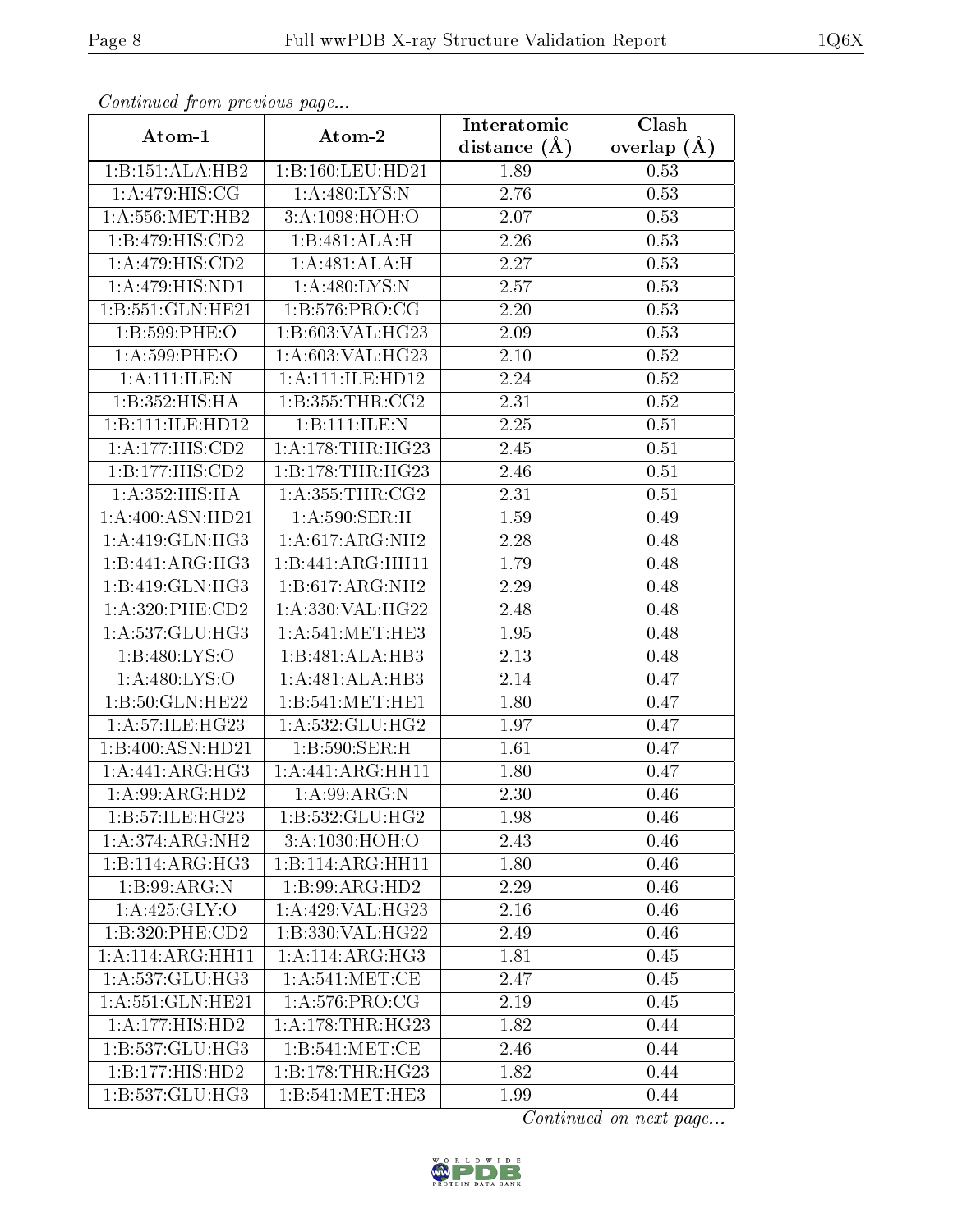*Continued from previous page...*

| Atom-1 | Atom-2 | Interatomic distance (Å) | Clash overlap (Å) |
|---|---|---|---|
| 1:B:151:ALA:HB2 | 1:B:160:LEU:HD21 | 1.89 | 0.53 |
| 1:A:479:HIS:CG | 1:A:480:LYS:N | 2.76 | 0.53 |
| 1:A:556:MET:HB2 | 3:A:1098:HOH:O | 2.07 | 0.53 |
| 1:B:479:HIS:CD2 | 1:B:481:ALA:H | 2.26 | 0.53 |
| 1:A:479:HIS:CD2 | 1:A:481:ALA:H | 2.27 | 0.53 |
| 1:A:479:HIS:ND1 | 1:A:480:LYS:N | 2.57 | 0.53 |
| 1:B:551:GLN:HE21 | 1:B:576:PRO:CG | 2.20 | 0.53 |
| 1:B:599:PHE:O | 1:B:603:VAL:HG23 | 2.09 | 0.53 |
| 1:A:599:PHE:O | 1:A:603:VAL:HG23 | 2.10 | 0.52 |
| 1:A:111:ILE:N | 1:A:111:ILE:HD12 | 2.24 | 0.52 |
| 1:B:352:HIS:HA | 1:B:355:THR:CG2 | 2.31 | 0.52 |
| 1:B:111:ILE:HD12 | 1:B:111:ILE:N | 2.25 | 0.51 |
| 1:A:177:HIS:CD2 | 1:A:178:THR:HG23 | 2.45 | 0.51 |
| 1:B:177:HIS:CD2 | 1:B:178:THR:HG23 | 2.46 | 0.51 |
| 1:A:352:HIS:HA | 1:A:355:THR:CG2 | 2.31 | 0.51 |
| 1:A:400:ASN:HD21 | 1:A:590:SER:H | 1.59 | 0.49 |
| 1:A:419:GLN:HG3 | 1:A:617:ARG:NH2 | 2.28 | 0.48 |
| 1:B:441:ARG:HG3 | 1:B:441:ARG:HH11 | 1.79 | 0.48 |
| 1:B:419:GLN:HG3 | 1:B:617:ARG:NH2 | 2.29 | 0.48 |
| 1:A:320:PHE:CD2 | 1:A:330:VAL:HG22 | 2.48 | 0.48 |
| 1:A:537:GLU:HG3 | 1:A:541:MET:HE3 | 1.95 | 0.48 |
| 1:B:480:LYS:O | 1:B:481:ALA:HB3 | 2.13 | 0.48 |
| 1:A:480:LYS:O | 1:A:481:ALA:HB3 | 2.14 | 0.47 |
| 1:B:50:GLN:HE22 | 1:B:541:MET:HE1 | 1.80 | 0.47 |
| 1:A:57:ILE:HG23 | 1:A:532:GLU:HG2 | 1.97 | 0.47 |
| 1:B:400:ASN:HD21 | 1:B:590:SER:H | 1.61 | 0.47 |
| 1:A:441:ARG:HG3 | 1:A:441:ARG:HH11 | 1.80 | 0.47 |
| 1:A:99:ARG:HD2 | 1:A:99:ARG:N | 2.30 | 0.46 |
| 1:B:57:ILE:HG23 | 1:B:532:GLU:HG2 | 1.98 | 0.46 |
| 1:A:374:ARG:NH2 | 3:A:1030:HOH:O | 2.43 | 0.46 |
| 1:B:114:ARG:HG3 | 1:B:114:ARG:HH11 | 1.80 | 0.46 |
| 1:B:99:ARG:N | 1:B:99:ARG:HD2 | 2.29 | 0.46 |
| 1:A:425:GLY:O | 1:A:429:VAL:HG23 | 2.16 | 0.46 |
| 1:B:320:PHE:CD2 | 1:B:330:VAL:HG22 | 2.49 | 0.46 |
| 1:A:114:ARG:HH11 | 1:A:114:ARG:HG3 | 1.81 | 0.45 |
| 1:A:537:GLU:HG3 | 1:A:541:MET:CE | 2.47 | 0.45 |
| 1:A:551:GLN:HE21 | 1:A:576:PRO:CG | 2.19 | 0.45 |
| 1:A:177:HIS:HD2 | 1:A:178:THR:HG23 | 1.82 | 0.44 |
| 1:B:537:GLU:HG3 | 1:B:541:MET:CE | 2.46 | 0.44 |
| 1:B:177:HIS:HD2 | 1:B:178:THR:HG23 | 1.82 | 0.44 |
| 1:B:537:GLU:HG3 | 1:B:541:MET:HE3 | 1.99 | 0.44 |

*Continued on next page...*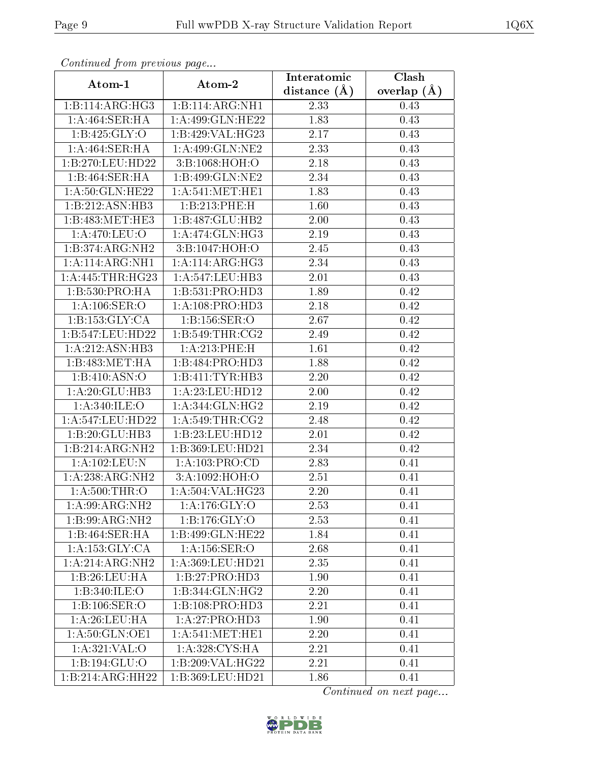*Continued from previous page...*

| Atom-1 | Atom-2 | Interatomic distance (Å) | Clash overlap (Å) |
|---|---|---|---|
| 1:B:114:ARG:HG3 | 1:B:114:ARG:NH1 | 2.33 | 0.43 |
| 1:A:464:SER:HA | 1:A:499:GLN:HE22 | 1.83 | 0.43 |
| 1:B:425:GLY:O | 1:B:429:VAL:HG23 | 2.17 | 0.43 |
| 1:A:464:SER:HA | 1:A:499:GLN:NE2 | 2.33 | 0.43 |
| 1:B:270:LEU:HD22 | 3:B:1068:HOH:O | 2.18 | 0.43 |
| 1:B:464:SER:HA | 1:B:499:GLN:NE2 | 2.34 | 0.43 |
| 1:A:50:GLN:HE22 | 1:A:541:MET:HE1 | 1.83 | 0.43 |
| 1:B:212:ASN:HB3 | 1:B:213:PHE:H | 1.60 | 0.43 |
| 1:B:483:MET:HE3 | 1:B:487:GLU:HB2 | 2.00 | 0.43 |
| 1:A:470:LEU:O | 1:A:474:GLN:HG3 | 2.19 | 0.43 |
| 1:B:374:ARG:NH2 | 3:B:1047:HOH:O | 2.45 | 0.43 |
| 1:A:114:ARG:NH1 | 1:A:114:ARG:HG3 | 2.34 | 0.43 |
| 1:A:445:THR:HG23 | 1:A:547:LEU:HB3 | 2.01 | 0.43 |
| 1:B:530:PRO:HA | 1:B:531:PRO:HD3 | 1.89 | 0.42 |
| 1:A:106:SER:O | 1:A:108:PRO:HD3 | 2.18 | 0.42 |
| 1:B:153:GLY:CA | 1:B:156:SER:O | 2.67 | 0.42 |
| 1:B:547:LEU:HD22 | 1:B:549:THR:CG2 | 2.49 | 0.42 |
| 1:A:212:ASN:HB3 | 1:A:213:PHE:H | 1.61 | 0.42 |
| 1:B:483:MET:HA | 1:B:484:PRO:HD3 | 1.88 | 0.42 |
| 1:B:410:ASN:O | 1:B:411:TYR:HB3 | 2.20 | 0.42 |
| 1:A:20:GLU:HB3 | 1:A:23:LEU:HD12 | 2.00 | 0.42 |
| 1:A:340:ILE:O | 1:A:344:GLN:HG2 | 2.19 | 0.42 |
| 1:A:547:LEU:HD22 | 1:A:549:THR:CG2 | 2.48 | 0.42 |
| 1:B:20:GLU:HB3 | 1:B:23:LEU:HD12 | 2.01 | 0.42 |
| 1:B:214:ARG:NH2 | 1:B:369:LEU:HD21 | 2.34 | 0.42 |
| 1:A:102:LEU:N | 1:A:103:PRO:CD | 2.83 | 0.41 |
| 1:A:238:ARG:NH2 | 3:A:1092:HOH:O | 2.51 | 0.41 |
| 1:A:500:THR:O | 1:A:504:VAL:HG23 | 2.20 | 0.41 |
| 1:A:99:ARG:NH2 | 1:A:176:GLY:O | 2.53 | 0.41 |
| 1:B:99:ARG:NH2 | 1:B:176:GLY:O | 2.53 | 0.41 |
| 1:B:464:SER:HA | 1:B:499:GLN:HE22 | 1.84 | 0.41 |
| 1:A:153:GLY:CA | 1:A:156:SER:O | 2.68 | 0.41 |
| 1:A:214:ARG:NH2 | 1:A:369:LEU:HD21 | 2.35 | 0.41 |
| 1:B:26:LEU:HA | 1:B:27:PRO:HD3 | 1.90 | 0.41 |
| 1:B:340:ILE:O | 1:B:344:GLN:HG2 | 2.20 | 0.41 |
| 1:B:106:SER:O | 1:B:108:PRO:HD3 | 2.21 | 0.41 |
| 1:A:26:LEU:HA | 1:A:27:PRO:HD3 | 1.90 | 0.41 |
| 1:A:50:GLN:OE1 | 1:A:541:MET:HE1 | 2.20 | 0.41 |
| 1:A:321:VAL:O | 1:A:328:CYS:HA | 2.21 | 0.41 |
| 1:B:194:GLU:O | 1:B:209:VAL:HG22 | 2.21 | 0.41 |
| 1:B:214:ARG:HH22 | 1:B:369:LEU:HD21 | 1.86 | 0.41 |

*Continued on next page...*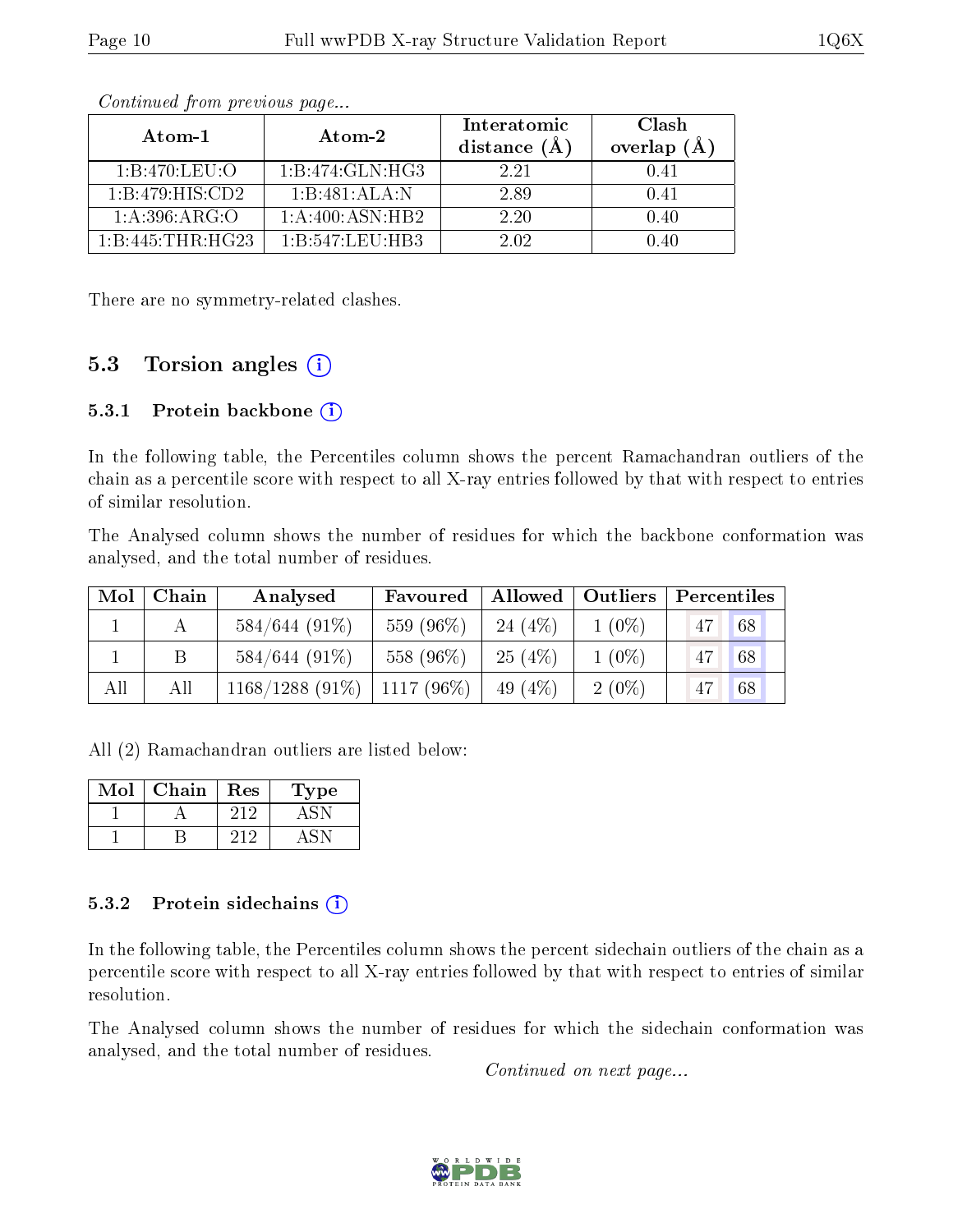*Continued from previous page...*

| Atom-1 | Atom-2 | Interatomic distance (Å) | Clash overlap (Å) |
|---|---|---|---|
| 1:B:470:LEU:O | 1:B:474:GLN:HG3 | 2.21 | 0.41 |
| 1:B:479:HIS:CD2 | 1:B:481:ALA:N | 2.89 | 0.41 |
| 1:A:396:ARG:O | 1:A:400:ASN:HB2 | 2.20 | 0.40 |
| 1:B:445:THR:HG23 | 1:B:547:LEU:HB3 | 2.02 | 0.40 |

There are no symmetry-related clashes.

## 5.3 Torsion angles

### 5.3.1 Protein backbone

In the following table, the Percentiles column shows the percent Ramachandran outliers of the chain as a percentile score with respect to all X-ray entries followed by that with respect to entries of similar resolution.

The Analysed column shows the number of residues for which the backbone conformation was analysed, and the total number of residues.

| Mol | Chain | Analysed | Favoured | Allowed | Outliers | Percentiles | |
|---|---|---|---|---|---|---|---|
| 1 | A | 584/644 (91%) | 559 (96%) | 24 (4%) | 1 (0%) | 47 | 68 |
| 1 | B | 584/644 (91%) | 558 (96%) | 25 (4%) | 1 (0%) | 47 | 68 |
| All | All | 1168/1288 (91%) | 1117 (96%) | 49 (4%) | 2 (0%) | 47 | 68 |

All (2) Ramachandran outliers are listed below:

| Mol | Chain | Res | Type |
|---|---|---|---|
| 1 | A | 212 | ASN |
| 1 | B | 212 | ASN |

### 5.3.2 Protein sidechains

In the following table, the Percentiles column shows the percent sidechain outliers of the chain as a percentile score with respect to all X-ray entries followed by that with respect to entries of similar resolution.

The Analysed column shows the number of residues for which the sidechain conformation was analysed, and the total number of residues.

*Continued on next page...*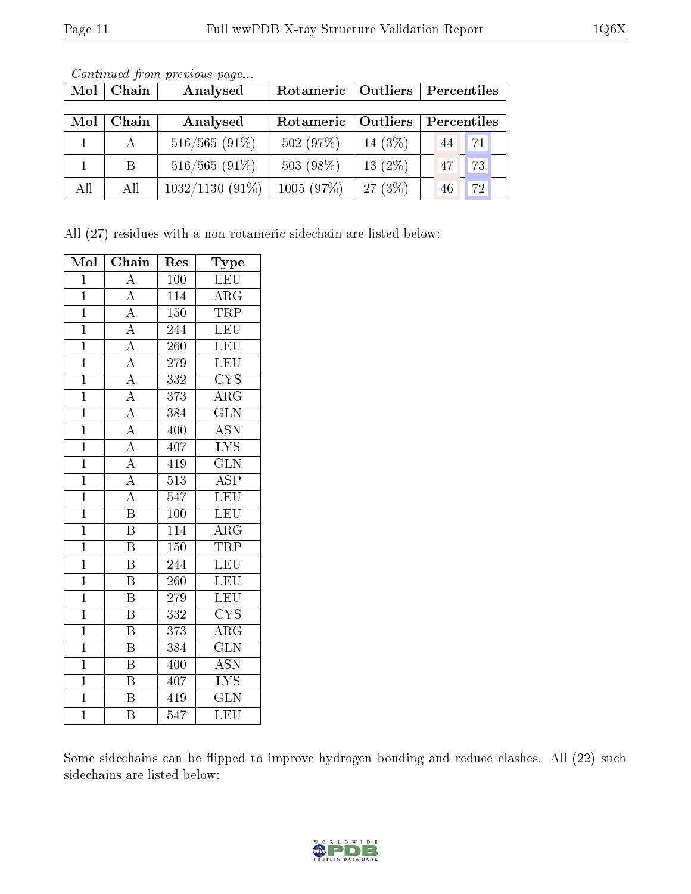*Continued from previous page...*

| Mol | Chain | Analysed | Rotameric | Outliers | Percentiles | |
|---|---|---|---|---|---|---|
| 1 | A | 516/565 (91%) | 502 (97%) | 14 (3%) | 44 | 71 |
| 1 | B | 516/565 (91%) | 503 (98%) | 13 (2%) | 47 | 73 |
| All | All | 1032/1130 (91%) | 1005 (97%) | 27 (3%) | 46 | 72 |

All (27) residues with a non-rotameric sidechain are listed below:

| Mol | Chain | Res | Type |
|---|---|---|---|
| 1 | A | 100 | LEU |
| 1 | A | 114 | ARG |
| 1 | A | 150 | TRP |
| 1 | A | 244 | LEU |
| 1 | A | 260 | LEU |
| 1 | A | 279 | LEU |
| 1 | A | 332 | CYS |
| 1 | A | 373 | ARG |
| 1 | A | 384 | GLN |
| 1 | A | 400 | ASN |
| 1 | A | 407 | LYS |
| 1 | A | 419 | GLN |
| 1 | A | 513 | ASP |
| 1 | A | 547 | LEU |
| 1 | B | 100 | LEU |
| 1 | B | 114 | ARG |
| 1 | B | 150 | TRP |
| 1 | B | 244 | LEU |
| 1 | B | 260 | LEU |
| 1 | B | 279 | LEU |
| 1 | B | 332 | CYS |
| 1 | B | 373 | ARG |
| 1 | B | 384 | GLN |
| 1 | B | 400 | ASN |
| 1 | B | 407 | LYS |
| 1 | B | 419 | GLN |
| 1 | B | 547 | LEU |

Some sidechains can be flipped to improve hydrogen bonding and reduce clashes. All (22) such sidechains are listed below: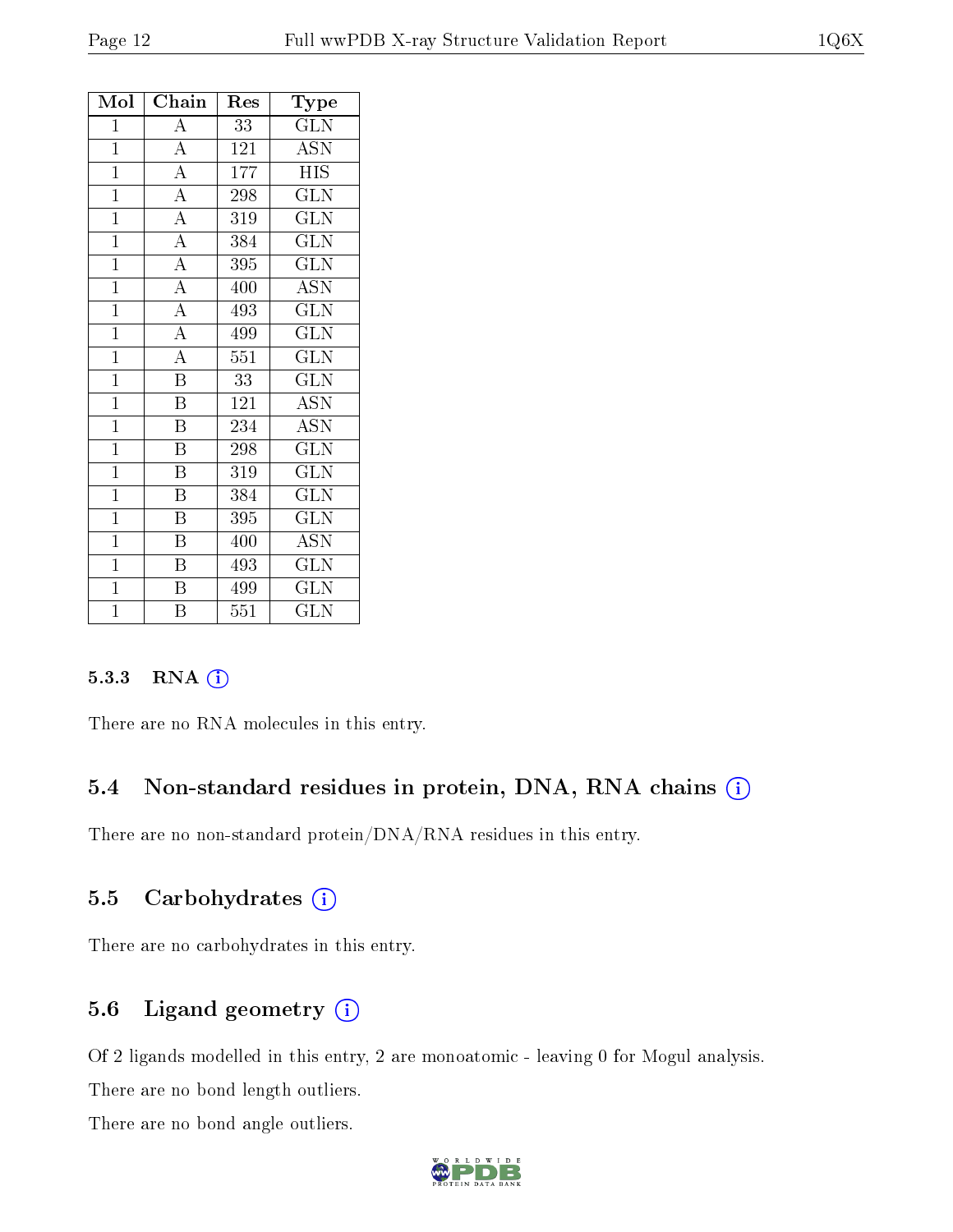| Mol | Chain | Res | Type |
|---|---|---|---|
| 1 | A | 33 | GLN |
| 1 | A | 121 | ASN |
| 1 | A | 177 | HIS |
| 1 | A | 298 | GLN |
| 1 | A | 319 | GLN |
| 1 | A | 384 | GLN |
| 1 | A | 395 | GLN |
| 1 | A | 400 | ASN |
| 1 | A | 493 | GLN |
| 1 | A | 499 | GLN |
| 1 | A | 551 | GLN |
| 1 | B | 33 | GLN |
| 1 | B | 121 | ASN |
| 1 | B | 234 | ASN |
| 1 | B | 298 | GLN |
| 1 | B | 319 | GLN |
| 1 | B | 384 | GLN |
| 1 | B | 395 | GLN |
| 1 | B | 400 | ASN |
| 1 | B | 493 | GLN |
| 1 | B | 499 | GLN |
| 1 | B | 551 | GLN |

#### 5.3.3 RNA

There are no RNA molecules in this entry.

### 5.4 Non-standard residues in protein, DNA, RNA chains

There are no non-standard protein/DNA/RNA residues in this entry.

### 5.5 Carbohydrates

There are no carbohydrates in this entry.

### 5.6 Ligand geometry

Of 2 ligands modelled in this entry, 2 are monoatomic - leaving 0 for Mogul analysis.

There are no bond length outliers.

There are no bond angle outliers.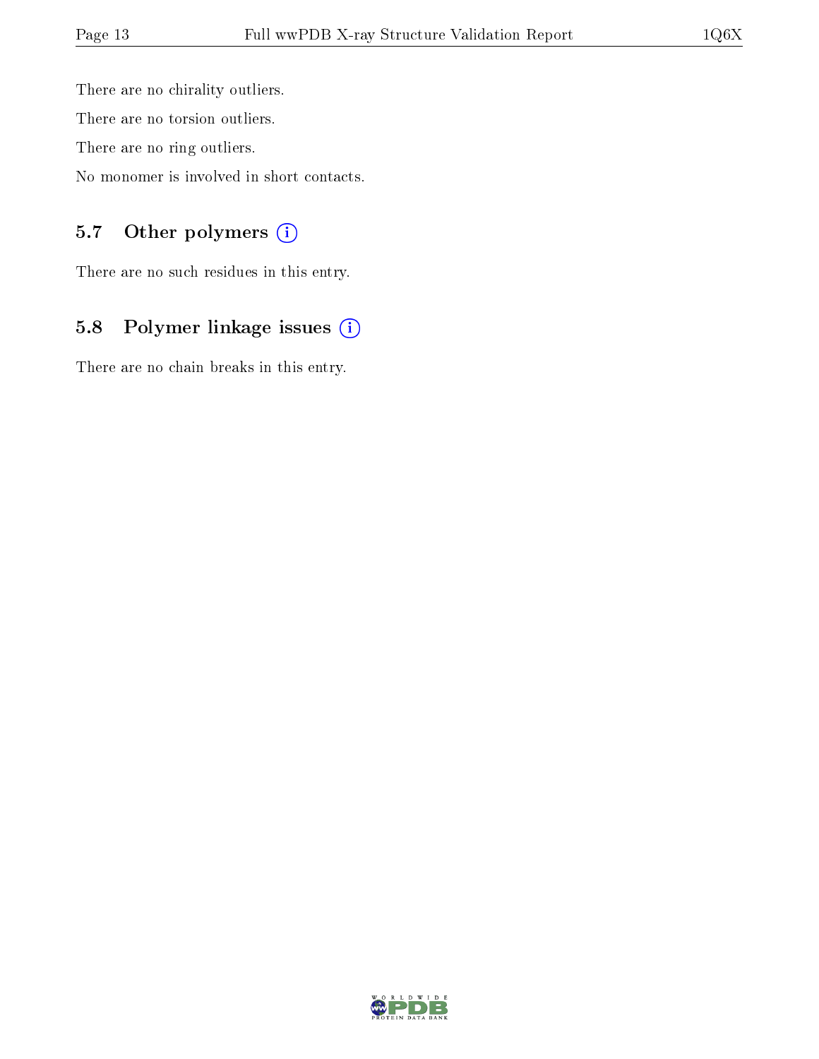There are no chirality outliers.

There are no torsion outliers.

There are no ring outliers.

No monomer is involved in short contacts.

### 5.7 Other polymers (i)

There are no such residues in this entry.

### 5.8 Polymer linkage issues (i)

There are no chain breaks in this entry.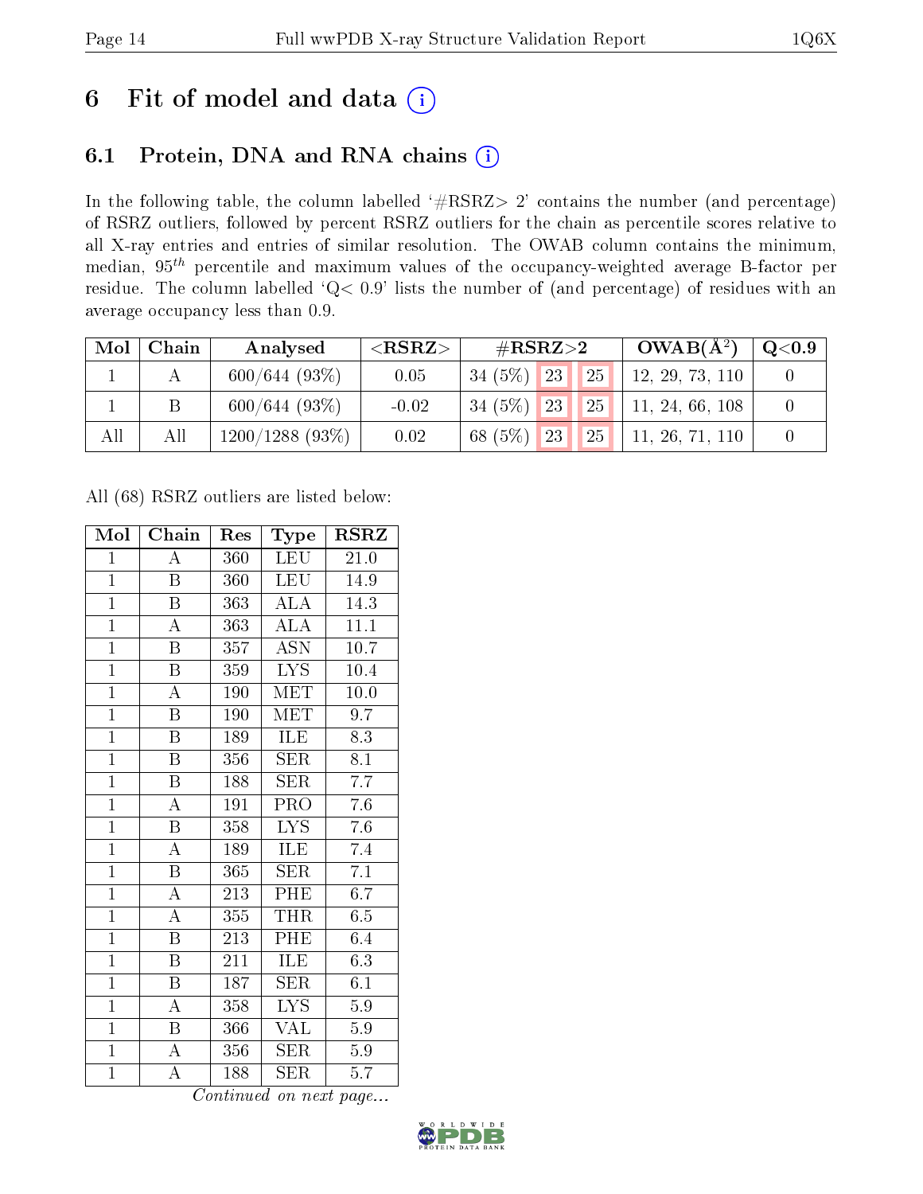# 6 Fit of model and data

## 6.1 Protein, DNA and RNA chains

In the following table, the column labelled '#RSRZ> 2' contains the number (and percentage) of RSRZ outliers, followed by percent RSRZ outliers for the chain as percentile scores relative to all X-ray entries and entries of similar resolution. The OWAB column contains the minimum, median, $95^{th}$ percentile and maximum values of the occupancy-weighted average B-factor per residue. The column labelled 'Q< 0.9' lists the number of (and percentage) of residues with an average occupancy less than 0.9.

| Mol | Chain | Analysed | <RSRZ> | #RSRZ>2 | | | OWAB(Å$^2$) | Q<0.9 |
|---|---|---|---|---|---|---|---|---|
| 1 | A | 600/644 (93%) | 0.05 | 34 (5%) | 23 | 25 | 12, 29, 73, 110 | 0 |
| 1 | B | 600/644 (93%) | -0.02 | 34 (5%) | 23 | 25 | 11, 24, 66, 108 | 0 |
| All | All | 1200/1288 (93%) | 0.02 | 68 (5%) | 23 | 25 | 11, 26, 71, 110 | 0 |

All (68) RSRZ outliers are listed below:

| Mol | Chain | Res | Type | RSRZ |
|---|---|---|---|---|
| 1 | A | 360 | LEU | 21.0 |
| 1 | B | 360 | LEU | 14.9 |
| 1 | B | 363 | ALA | 14.3 |
| 1 | A | 363 | ALA | 11.1 |
| 1 | B | 357 | ASN | 10.7 |
| 1 | B | 359 | LYS | 10.4 |
| 1 | A | 190 | MET | 10.0 |
| 1 | B | 190 | MET | 9.7 |
| 1 | B | 189 | ILE | 8.3 |
| 1 | B | 356 | SER | 8.1 |
| 1 | B | 188 | SER | 7.7 |
| 1 | A | 191 | PRO | 7.6 |
| 1 | B | 358 | LYS | 7.6 |
| 1 | A | 189 | ILE | 7.4 |
| 1 | B | 365 | SER | 7.1 |
| 1 | A | 213 | PHE | 6.7 |
| 1 | A | 355 | THR | 6.5 |
| 1 | B | 213 | PHE | 6.4 |
| 1 | B | 211 | ILE | 6.3 |
| 1 | B | 187 | SER | 6.1 |
| 1 | A | 358 | LYS | 5.9 |
| 1 | B | 366 | VAL | 5.9 |
| 1 | A | 356 | SER | 5.9 |
| 1 | A | 188 | SER | 5.7 |

*Continued on next page...*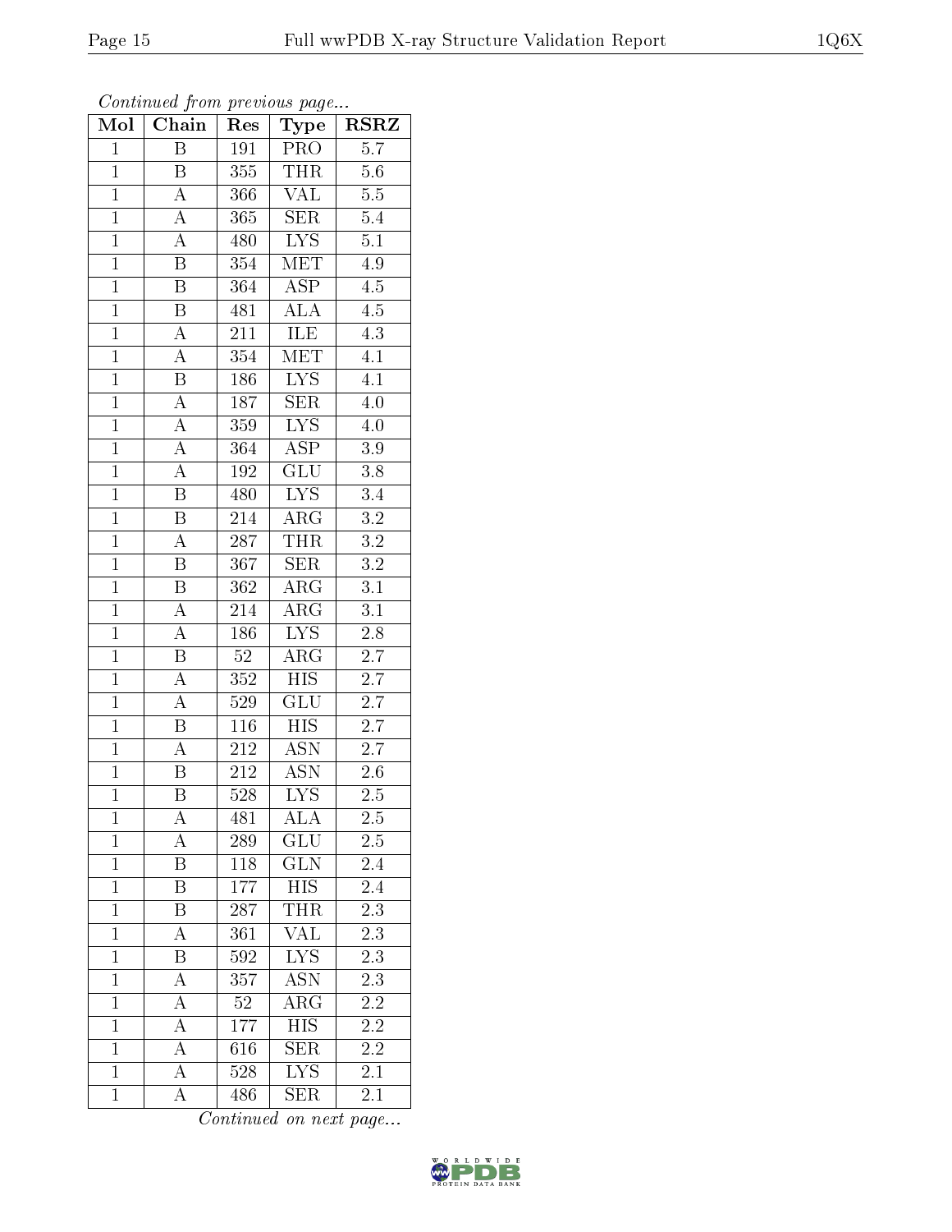*Continued from previous page...*

| Mol | Chain | Res | Type | RSRZ |
|---|---|---|---|---|
| 1 | B | 191 | PRO | 5.7 |
| 1 | B | 355 | THR | 5.6 |
| 1 | A | 366 | VAL | 5.5 |
| 1 | A | 365 | SER | 5.4 |
| 1 | A | 480 | LYS | 5.1 |
| 1 | B | 354 | MET | 4.9 |
| 1 | B | 364 | ASP | 4.5 |
| 1 | B | 481 | ALA | 4.5 |
| 1 | A | 211 | ILE | 4.3 |
| 1 | A | 354 | MET | 4.1 |
| 1 | B | 186 | LYS | 4.1 |
| 1 | A | 187 | SER | 4.0 |
| 1 | A | 359 | LYS | 4.0 |
| 1 | A | 364 | ASP | 3.9 |
| 1 | A | 192 | GLU | 3.8 |
| 1 | B | 480 | LYS | 3.4 |
| 1 | B | 214 | ARG | 3.2 |
| 1 | A | 287 | THR | 3.2 |
| 1 | B | 367 | SER | 3.2 |
| 1 | B | 362 | ARG | 3.1 |
| 1 | A | 214 | ARG | 3.1 |
| 1 | A | 186 | LYS | 2.8 |
| 1 | B | 52 | ARG | 2.7 |
| 1 | A | 352 | HIS | 2.7 |
| 1 | A | 529 | GLU | 2.7 |
| 1 | B | 116 | HIS | 2.7 |
| 1 | A | 212 | ASN | 2.7 |
| 1 | B | 212 | ASN | 2.6 |
| 1 | B | 528 | LYS | 2.5 |
| 1 | A | 481 | ALA | 2.5 |
| 1 | A | 289 | GLU | 2.5 |
| 1 | B | 118 | GLN | 2.4 |
| 1 | B | 177 | HIS | 2.4 |
| 1 | B | 287 | THR | 2.3 |
| 1 | A | 361 | VAL | 2.3 |
| 1 | B | 592 | LYS | 2.3 |
| 1 | A | 357 | ASN | 2.3 |
| 1 | A | 52 | ARG | 2.2 |
| 1 | A | 177 | HIS | 2.2 |
| 1 | A | 616 | SER | 2.2 |
| 1 | A | 528 | LYS | 2.1 |
| 1 | A | 486 | SER | 2.1 |

*Continued on next page...*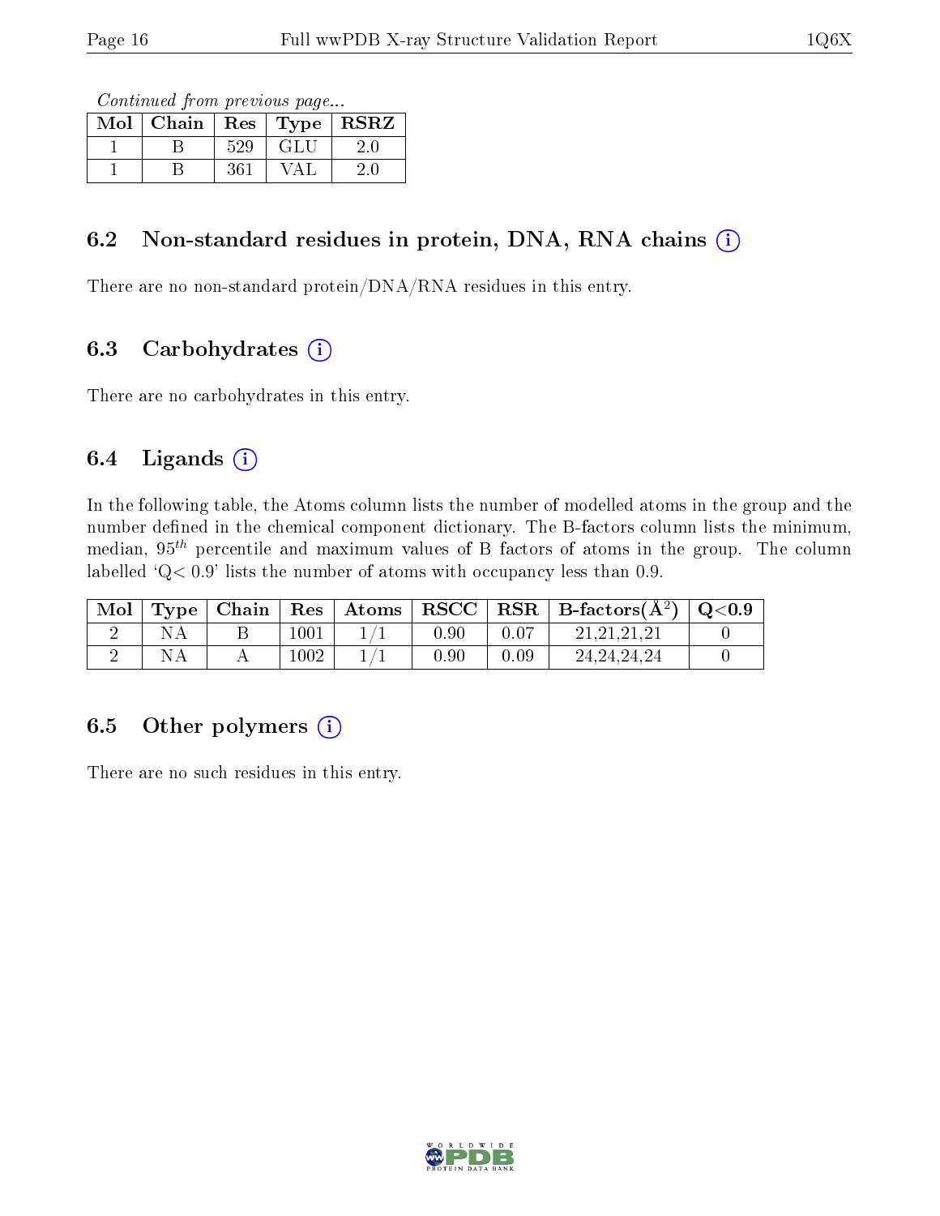*Continued from previous page...*

| Mol | Chain | Res | Type | RSRZ |
|---|---|---|---|---|
| 1 | B | 529 | GLU | 2.0 |
| 1 | B | 361 | VAL | 2.0 |

### 6.2 Non-standard residues in protein, DNA, RNA chains (i)

There are no non-standard protein/DNA/RNA residues in this entry.

### 6.3 Carbohydrates (i)

There are no carbohydrates in this entry.

### 6.4 Ligands (i)

In the following table, the Atoms column lists the number of modelled atoms in the group and the number defined in the chemical component dictionary. The B-factors column lists the minimum, median, $95^{th}$ percentile and maximum values of B factors of atoms in the group. The column labelled 'Q< 0.9' lists the number of atoms with occupancy less than 0.9.

| Mol | Type | Chain | Res | Atoms | RSCC | RSR | B-factors(Å$^2$) | Q<0.9 |
|---|---|---|---|---|---|---|---|---|
| 2 | NA | B | 1001 | 1/1 | 0.90 | 0.07 | 21,21,21,21 | 0 |
| 2 | NA | A | 1002 | 1/1 | 0.90 | 0.09 | 24,24,24,24 | 0 |

### 6.5 Other polymers (i)

There are no such residues in this entry.